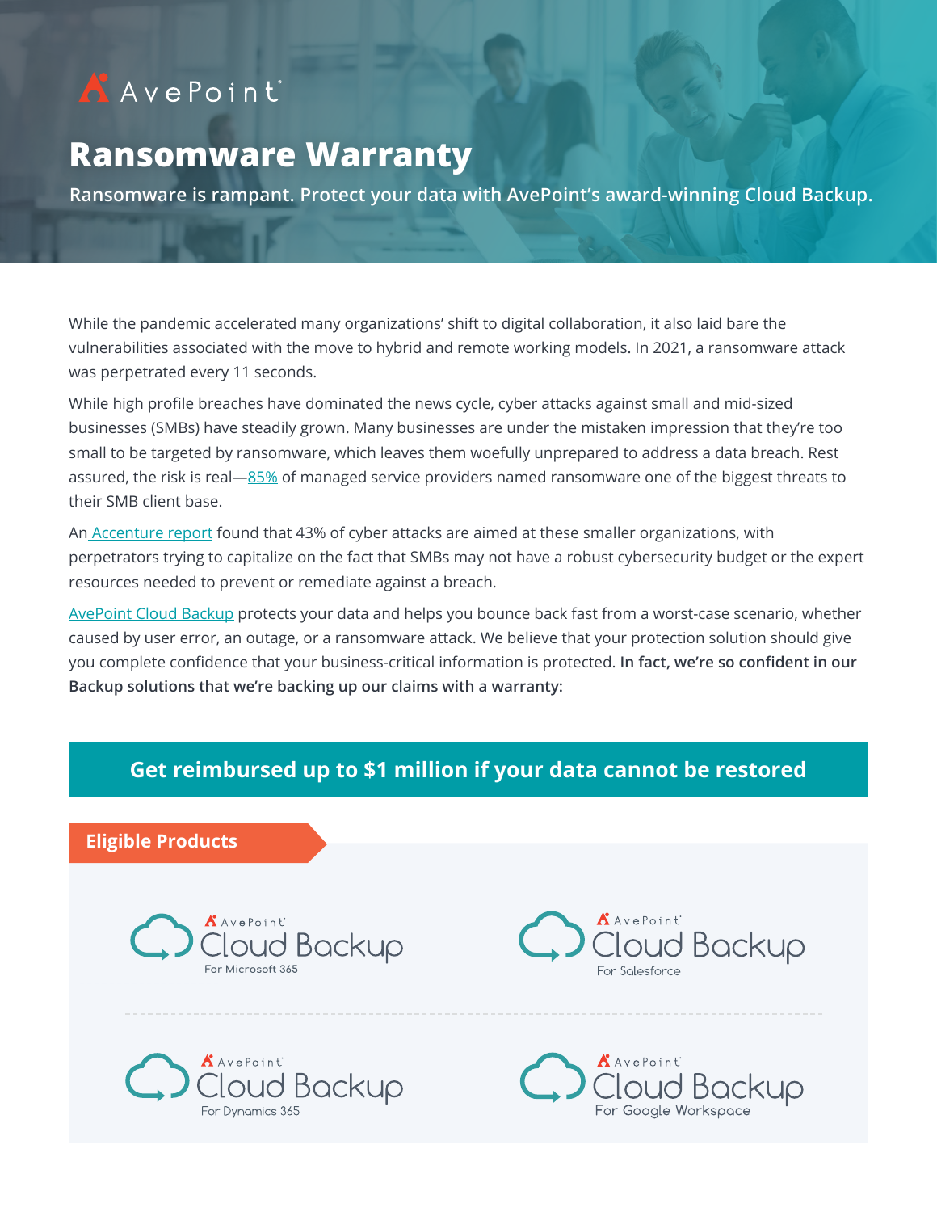AvePoint

# Ransomware Warranty

**Ransomware is rampant. Protect your data with AvePoint's award-winning Cloud Backup.**

While the pandemic accelerated many organizations' shift to digital collaboration, it also laid bare the vulnerabilities associated with the move to hybrid and remote working models. In 2021, a ransomware attack was perpetrated every 11 seconds.

While high profile breaches have dominated the news cycle, cyber attacks against small and mid-sized businesses (SMBs) have steadily grown. Many businesses are under the mistaken impression that they're too small to be targeted by ransomware, which leaves them woefully unprepared to address a data breach. Rest assured, the risk is real—85% of managed service providers named ransomware one of the biggest threats to their SMB client base.

An Accenture report found that 43% of cyber attacks are aimed at these smaller organizations, with perpetrators trying to capitalize on the fact that SMBs may not have a robust cybersecurity budget or the expert resources needed to prevent or remediate against a breach.

AvePoint Cloud Backup protects your data and helps you bounce back fast from a worst-case scenario, whether caused by user error, an outage, or a ransomware attack. We believe that your protection solution should give you complete confidence that your business-critical information is protected. **In fact, we're so confident in our Backup solutions that we're backing up our claims with a warranty:**

## Get reimbursed up to $1 million if your data cannot be restored

### Eligible Products

- AvePoint Cloud Backup For Microsoft 365
- AvePoint Cloud Backup For Salesforce
- AvePoint Cloud Backup For Dynamics 365
- AvePoint Cloud Backup For Google Workspace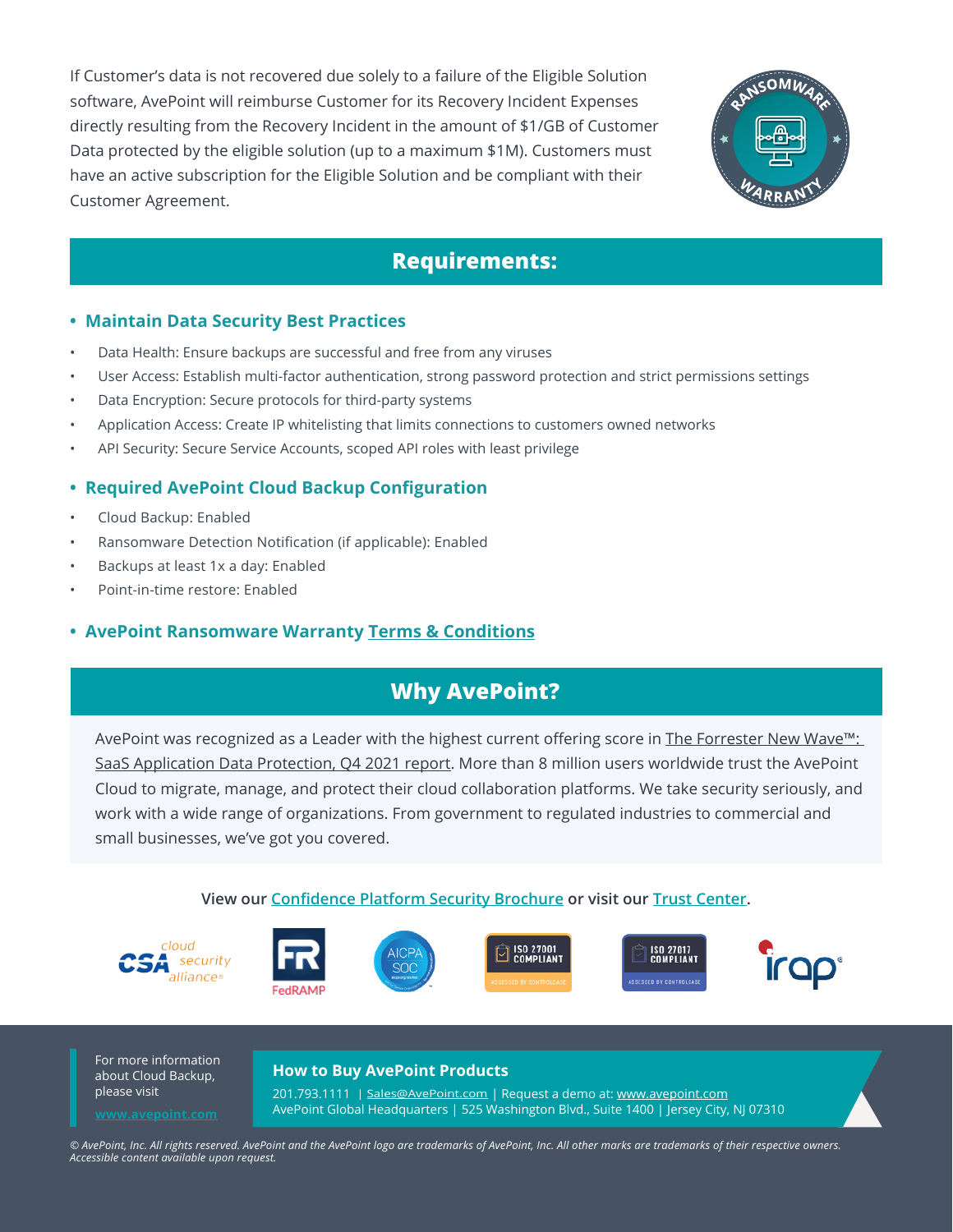If Customer's data is not recovered due solely to a failure of the Eligible Solution software, AvePoint will reimburse Customer for its Recovery Incident Expenses directly resulting from the Recovery Incident in the amount of $1/GB of Customer Data protected by the eligible solution (up to a maximum $1M). Customers must have an active subscription for the Eligible Solution and be compliant with their Customer Agreement.

## Requirements:

### • Maintain Data Security Best Practices

- Data Health: Ensure backups are successful and free from any viruses
- User Access: Establish multi-factor authentication, strong password protection and strict permissions settings
- Data Encryption: Secure protocols for third-party systems
- Application Access: Create IP whitelisting that limits connections to customers owned networks
- API Security: Secure Service Accounts, scoped API roles with least privilege

### • Required AvePoint Cloud Backup Configuration

- Cloud Backup: Enabled
- Ransomware Detection Notification (if applicable): Enabled
- Backups at least 1x a day: Enabled
- Point-in-time restore: Enabled

### • AvePoint Ransomware Warranty Terms & Conditions

## Why AvePoint?

AvePoint was recognized as a Leader with the highest current offering score in The Forrester New Wave™: SaaS Application Data Protection, Q4 2021 report. More than 8 million users worldwide trust the AvePoint Cloud to migrate, manage, and protect their cloud collaboration platforms. We take security seriously, and work with a wide range of organizations. From government to regulated industries to commercial and small businesses, we've got you covered.

View our Confidence Platform Security Brochure or visit our Trust Center.

For more information about Cloud Backup, please visit www.avepoint.com

**How to Buy AvePoint Products**

201.793.1111 | Sales@AvePoint.com | Request a demo at: www.avepoint.com
AvePoint Global Headquarters | 525 Washington Blvd., Suite 1400 | Jersey City, NJ 07310

*© AvePoint, Inc. All rights reserved. AvePoint and the AvePoint logo are trademarks of AvePoint, Inc. All other marks are trademarks of their respective owners. Accessible content available upon request.*